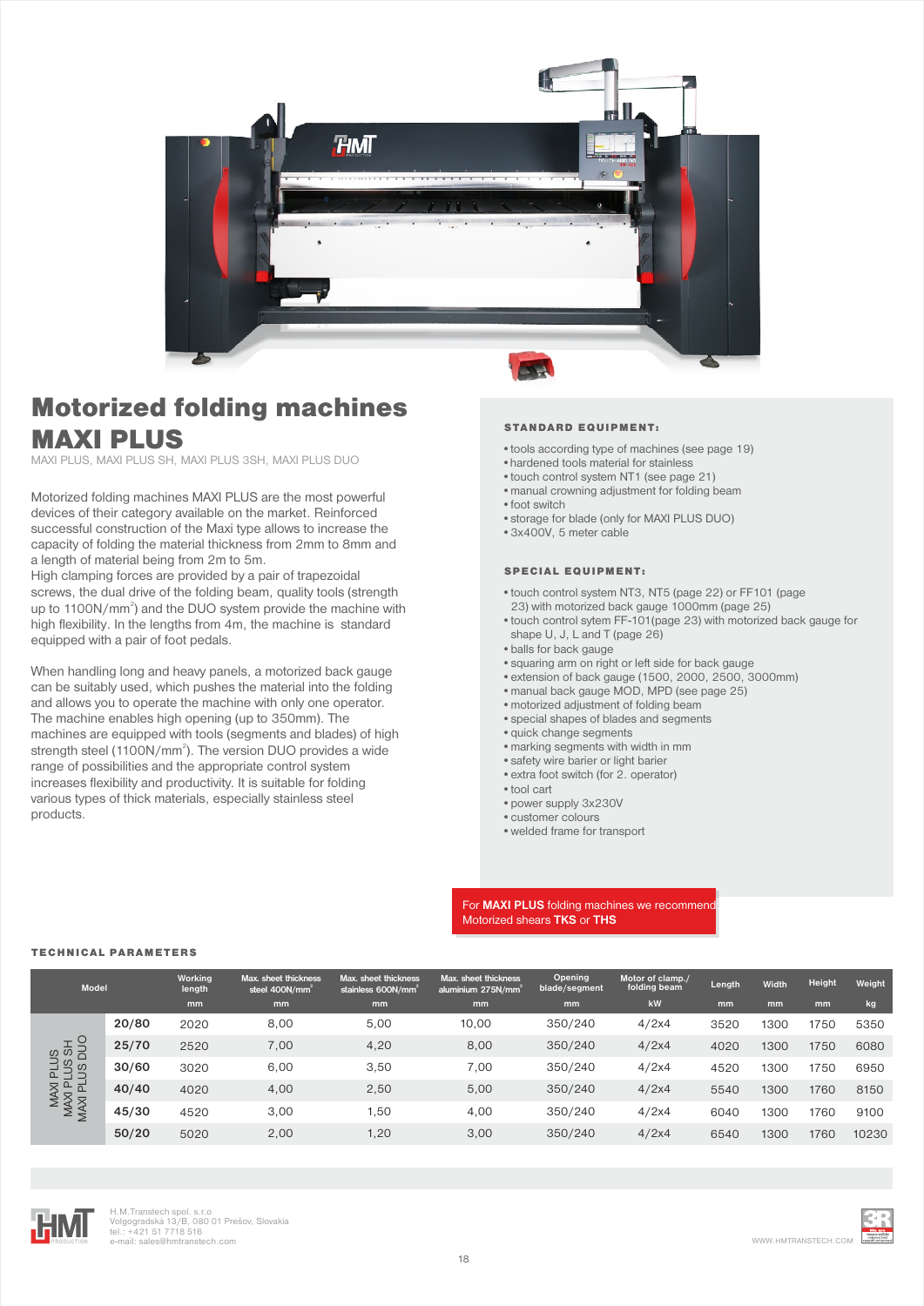# Motorized folding machines MAXI PLUS

MAXI PLUS, MAXI PLUS SH, MAXI PLUS 3SH, MAXI PLUS DUO

Motorized folding machines MAXI PLUS are the most powerful devices of their category available on the market. Reinforced successful construction of the Maxi type allows to increase the capacity of folding the material thickness from 2mm to 8mm and a length of material being from 2m to 5m.
High clamping forces are provided by a pair of trapezoidal screws, the dual drive of the folding beam, quality tools (strength up to 1100N/mm$^2$) and the DUO system provide the machine with high flexibility. In the lengths from 4m, the machine is standard equipped with a pair of foot pedals.

When handling long and heavy panels, a motorized back gauge can be suitably used, which pushes the material into the folding and allows you to operate the machine with only one operator. The machine enables high opening (up to 350mm). The machines are equipped with tools (segments and blades) of high strength steel (1100N/mm$^2$). The version DUO provides a wide range of possibilities and the appropriate control system increases flexibility and productivity. It is suitable for folding various types of thick materials, especially stainless steel products.

### STANDARD EQUIPMENT:

- tools according type of machines (see page 19)
- hardened tools material for stainless
- touch control system NT1 (see page 21)
- manual crowning adjustment for folding beam
- foot switch
- storage for blade (only for MAXI PLUS DUO)
- 3x400V, 5 meter cable

### SPECIAL EQUIPMENT:

- touch control system NT3, NT5 (page 22) or FF101 (page 23) with motorized back gauge 1000mm (page 25)
- touch control sytem FF-101(page 23) with motorized back gauge for shape U, J, L and T (page 26)
- balls for back gauge
- squaring arm on right or left side for back gauge
- extension of back gauge (1500, 2000, 2500, 3000mm)
- manual back gauge MOD, MPD (see page 25)
- motorized adjustment of folding beam
- special shapes of blades and segments
- quick change segments
- marking segments with width in mm
- safety wire barier or light barier
- extra foot switch (for 2. operator)
- tool cart
- power supply 3x230V
- customer colours
- welded frame for transport

For **MAXI PLUS** folding machines we recommend Motorized shears **TKS** or **THS**

### TECHNICAL PARAMETERS

| Model | | Working length | Max. sheet thickness steel 400N/mm$^2$ | Max. sheet thickness stainless 600N/mm$^2$ | Max. sheet thickness aluminium 275N/mm$^2$ | Opening blade/segment | Motor of clamp./ folding beam | Length | Width | Height | Weight |
|---|---|---|---|---|---|---|---|---|---|---|---|
| | | mm | mm | mm | mm | mm | kW | mm | mm | mm | kg |
| MAXI PLUS / MAXI PLUS SH / MAXI PLUS DUO | 20/80 | 2020 | 8,00 | 5,00 | 10,00 | 350/240 | 4/2x4 | 3520 | 1300 | 1750 | 5350 |
| | 25/70 | 2520 | 7,00 | 4,20 | 8,00 | 350/240 | 4/2x4 | 4020 | 1300 | 1750 | 6080 |
| | 30/60 | 3020 | 6,00 | 3,50 | 7,00 | 350/240 | 4/2x4 | 4520 | 1300 | 1750 | 6950 |
| | 40/40 | 4020 | 4,00 | 2,50 | 5,00 | 350/240 | 4/2x4 | 5540 | 1300 | 1760 | 8150 |
| | 45/30 | 4520 | 3,00 | 1,50 | 4,00 | 350/240 | 4/2x4 | 6040 | 1300 | 1760 | 9100 |
| | 50/20 | 5020 | 2,00 | 1,20 | 3,00 | 350/240 | 4/2x4 | 6540 | 1300 | 1760 | 10230 |

H.M.Transtech spol. s.r.o
Volgogradská 13/B, 080 01 Prešov, Slovakia
tel.: +421 51 7718 516
e-mail: sales@hmtranstech.com

WWW.HMTRANSTECH.COM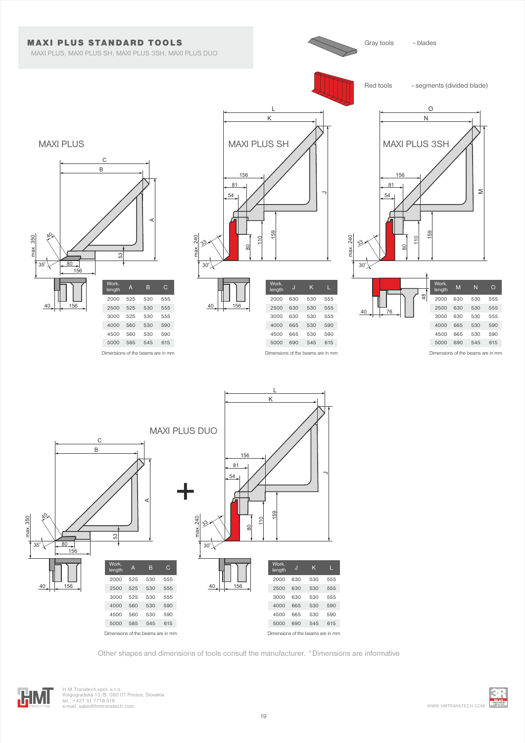# MAXI PLUS STANDARD TOOLS

MAXI PLUS, MAXI PLUS SH, MAXI PLUS 3SH, MAXI PLUS DUO

Gray tools - blades

Red tools - segments (divided blade)

## MAXI PLUS

| Work. length | A | B | C |
|---|---|---|---|
| 2000 | 525 | 530 | 555 |
| 2500 | 525 | 530 | 555 |
| 3000 | 525 | 530 | 555 |
| 4000 | 560 | 530 | 590 |
| 4500 | 560 | 530 | 590 |
| 5000 | 585 | 545 | 615 |

Dimensions of the beams are in mm

## MAXI PLUS SH

| Work. length | J | K | L |
|---|---|---|---|
| 2000 | 630 | 530 | 555 |
| 2500 | 630 | 530 | 555 |
| 3000 | 630 | 530 | 555 |
| 4000 | 665 | 530 | 590 |
| 4500 | 665 | 530 | 590 |
| 5000 | 690 | 545 | 615 |

Dimensions of the beams are in mm

## MAXI PLUS 3SH

| Work. length | M | N | O |
|---|---|---|---|
| 2000 | 630 | 530 | 555 |
| 2500 | 630 | 530 | 555 |
| 3000 | 630 | 530 | 555 |
| 4000 | 665 | 530 | 590 |
| 4500 | 665 | 530 | 590 |
| 5000 | 690 | 545 | 615 |

Dimensions of the beams are in mm

## MAXI PLUS DUO

| Work. length | A | B | C |
|---|---|---|---|
| 2000 | 525 | 530 | 555 |
| 2500 | 525 | 530 | 555 |
| 3000 | 525 | 530 | 555 |
| 4000 | 560 | 530 | 590 |
| 4500 | 560 | 530 | 590 |
| 5000 | 585 | 545 | 615 |

Dimensions of the beams are in mm

| Work. length | J | K | L |
|---|---|---|---|
| 2000 | 630 | 530 | 555 |
| 2500 | 630 | 530 | 555 |
| 3000 | 630 | 530 | 555 |
| 4000 | 665 | 530 | 590 |
| 4500 | 665 | 530 | 590 |
| 5000 | 690 | 545 | 615 |

Dimensions of the beams are in mm

Other shapes and dimensions of tools consult the manufacturer. *Dimensions are informative

H.M.Transtech spol. s.r.o
Volgogradská 13/B, 080 01 Prešov, Slovakia
tel.: +421 51 7718 516
e-mail: sales@hmtranstech.com

WWW.HMTRANSTECH.COM